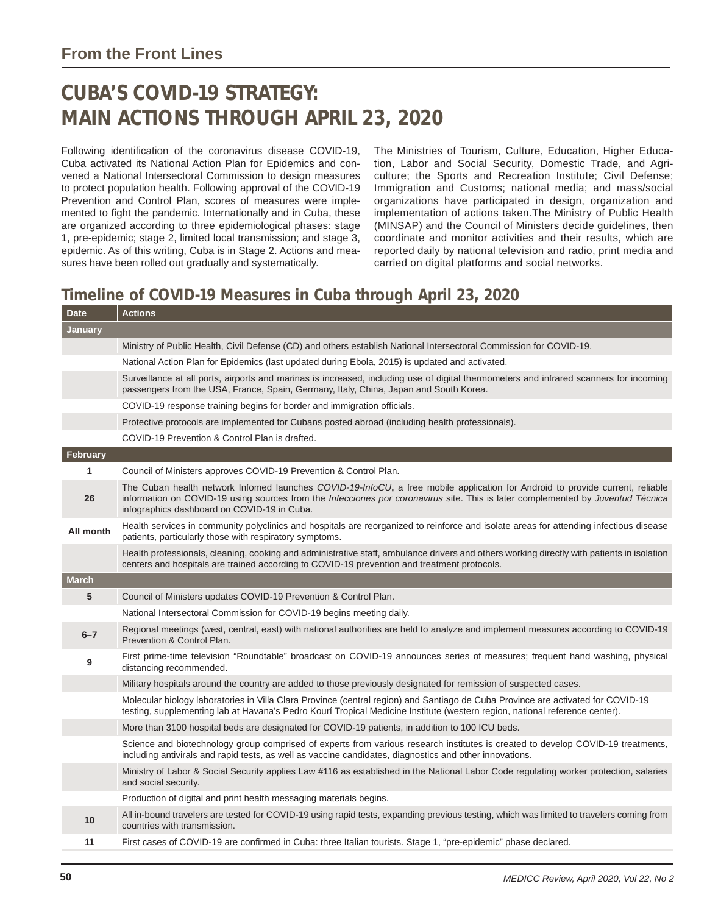## From the Front Lines

# CUBA'S COVID-19 STRATEGY: MAIN ACTIONS THROUGH APRIL 23, 2020

Following identification of the coronavirus disease COVID-19, Cuba activated its National Action Plan for Epidemics and convened a National Intersectoral Commission to design measures to protect population health. Following approval of the COVID-19 Prevention and Control Plan, scores of measures were implemented to fight the pandemic. Internationally and in Cuba, these are organized according to three epidemiological phases: stage 1, pre-epidemic; stage 2, limited local transmission; and stage 3, epidemic. As of this writing, Cuba is in Stage 2. Actions and measures have been rolled out gradually and systematically.

The Ministries of Tourism, Culture, Education, Higher Education, Labor and Social Security, Domestic Trade, and Agriculture; the Sports and Recreation Institute; Civil Defense; Immigration and Customs; national media; and mass/social organizations have participated in design, organization and implementation of actions taken. The Ministry of Public Health (MINSAP) and the Council of Ministers decide guidelines, then coordinate and monitor activities and their results, which are reported daily by national television and radio, print media and carried on digital platforms and social networks.

## Timeline of COVID-19 Measures in Cuba through April 23, 2020

| Date | Actions |
|---|---|
| **January** | |
| | Ministry of Public Health, Civil Defense (CD) and others establish National Intersectoral Commission for COVID-19. |
| | National Action Plan for Epidemics (last updated during Ebola, 2015) is updated and activated. |
| | Surveillance at all ports, airports and marinas is increased, including use of digital thermometers and infrared scanners for incoming passengers from the USA, France, Spain, Germany, Italy, China, Japan and South Korea. |
| | COVID-19 response training begins for border and immigration officials. |
| | Protective protocols are implemented for Cubans posted abroad (including health professionals). |
| | COVID-19 Prevention & Control Plan is drafted. |
| **February** | |
| 1 | Council of Ministers approves COVID-19 Prevention & Control Plan. |
| 26 | The Cuban health network Infomed launches *COVID-19-InfoCU*, a free mobile application for Android to provide current, reliable information on COVID-19 using sources from the *Infecciones por coronavirus* site. This is later complemented by *Juventud Técnica* infographics dashboard on COVID-19 in Cuba. |
| All month | Health services in community polyclinics and hospitals are reorganized to reinforce and isolate areas for attending infectious disease patients, particularly those with respiratory symptoms. |
| | Health professionals, cleaning, cooking and administrative staff, ambulance drivers and others working directly with patients in isolation centers and hospitals are trained according to COVID-19 prevention and treatment protocols. |
| **March** | |
| 5 | Council of Ministers updates COVID-19 Prevention & Control Plan. |
| | National Intersectoral Commission for COVID-19 begins meeting daily. |
| 6–7 | Regional meetings (west, central, east) with national authorities are held to analyze and implement measures according to COVID-19 Prevention & Control Plan. |
| 9 | First prime-time television "Roundtable" broadcast on COVID-19 announces series of measures; frequent hand washing, physical distancing recommended. |
| | Military hospitals around the country are added to those previously designated for remission of suspected cases. |
| | Molecular biology laboratories in Villa Clara Province (central region) and Santiago de Cuba Province are activated for COVID-19 testing, supplementing lab at Havana's Pedro Kourí Tropical Medicine Institute (western region, national reference center). |
| | More than 3100 hospital beds are designated for COVID-19 patients, in addition to 100 ICU beds. |
| | Science and biotechnology group comprised of experts from various research institutes is created to develop COVID-19 treatments, including antivirals and rapid tests, as well as vaccine candidates, diagnostics and other innovations. |
| | Ministry of Labor & Social Security applies Law #116 as established in the National Labor Code regulating worker protection, salaries and social security. |
| | Production of digital and print health messaging materials begins. |
| 10 | All in-bound travelers are tested for COVID-19 using rapid tests, expanding previous testing, which was limited to travelers coming from countries with transmission. |
| 11 | First cases of COVID-19 are confirmed in Cuba: three Italian tourists. Stage 1, "pre-epidemic" phase declared. |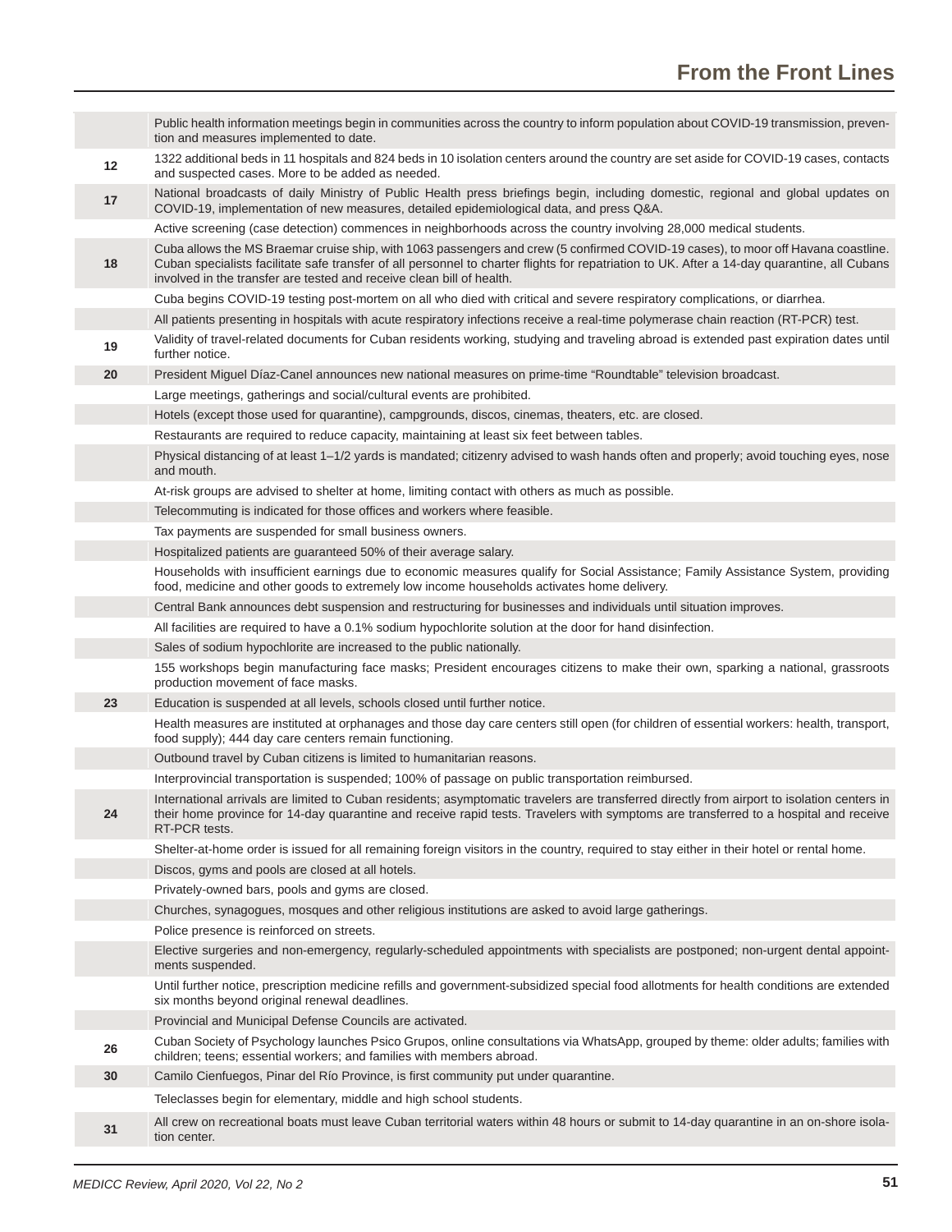| | |
|---|---|
| | Public health information meetings begin in communities across the country to inform population about COVID-19 transmission, prevention and measures implemented to date. |
| 12 | 1322 additional beds in 11 hospitals and 824 beds in 10 isolation centers around the country are set aside for COVID-19 cases, contacts and suspected cases. More to be added as needed. |
| 17 | National broadcasts of daily Ministry of Public Health press briefings begin, including domestic, regional and global updates on COVID-19, implementation of new measures, detailed epidemiological data, and press Q&A. |
| | Active screening (case detection) commences in neighborhoods across the country involving 28,000 medical students. |
| 18 | Cuba allows the MS Braemar cruise ship, with 1063 passengers and crew (5 confirmed COVID-19 cases), to moor off Havana coastline. Cuban specialists facilitate safe transfer of all personnel to charter flights for repatriation to UK. After a 14-day quarantine, all Cubans involved in the transfer are tested and receive clean bill of health. |
| | Cuba begins COVID-19 testing post-mortem on all who died with critical and severe respiratory complications, or diarrhea. |
| | All patients presenting in hospitals with acute respiratory infections receive a real-time polymerase chain reaction (RT-PCR) test. |
| 19 | Validity of travel-related documents for Cuban residents working, studying and traveling abroad is extended past expiration dates until further notice. |
| 20 | President Miguel Díaz-Canel announces new national measures on prime-time "Roundtable" television broadcast. |
| | Large meetings, gatherings and social/cultural events are prohibited. |
| | Hotels (except those used for quarantine), campgrounds, discos, cinemas, theaters, etc. are closed. |
| | Restaurants are required to reduce capacity, maintaining at least six feet between tables. |
| | Physical distancing of at least 1–1/2 yards is mandated; citizenry advised to wash hands often and properly; avoid touching eyes, nose and mouth. |
| | At-risk groups are advised to shelter at home, limiting contact with others as much as possible. |
| | Telecommuting is indicated for those offices and workers where feasible. |
| | Tax payments are suspended for small business owners. |
| | Hospitalized patients are guaranteed 50% of their average salary. |
| | Households with insufficient earnings due to economic measures qualify for Social Assistance; Family Assistance System, providing food, medicine and other goods to extremely low income households activates home delivery. |
| | Central Bank announces debt suspension and restructuring for businesses and individuals until situation improves. |
| | All facilities are required to have a 0.1% sodium hypochlorite solution at the door for hand disinfection. |
| | Sales of sodium hypochlorite are increased to the public nationally. |
| | 155 workshops begin manufacturing face masks; President encourages citizens to make their own, sparking a national, grassroots production movement of face masks. |
| 23 | Education is suspended at all levels, schools closed until further notice. |
| | Health measures are instituted at orphanages and those day care centers still open (for children of essential workers: health, transport, food supply); 444 day care centers remain functioning. |
| | Outbound travel by Cuban citizens is limited to humanitarian reasons. |
| | Interprovincial transportation is suspended; 100% of passage on public transportation reimbursed. |
| 24 | International arrivals are limited to Cuban residents; asymptomatic travelers are transferred directly from airport to isolation centers in their home province for 14-day quarantine and receive rapid tests. Travelers with symptoms are transferred to a hospital and receive RT-PCR tests. |
| | Shelter-at-home order is issued for all remaining foreign visitors in the country, required to stay either in their hotel or rental home. |
| | Discos, gyms and pools are closed at all hotels. |
| | Privately-owned bars, pools and gyms are closed. |
| | Churches, synagogues, mosques and other religious institutions are asked to avoid large gatherings. |
| | Police presence is reinforced on streets. |
| | Elective surgeries and non-emergency, regularly-scheduled appointments with specialists are postponed; non-urgent dental appointments suspended. |
| | Until further notice, prescription medicine refills and government-subsidized special food allotments for health conditions are extended six months beyond original renewal deadlines. |
| | Provincial and Municipal Defense Councils are activated. |
| 26 | Cuban Society of Psychology launches Psico Grupos, online consultations via WhatsApp, grouped by theme: older adults; families with children; teens; essential workers; and families with members abroad. |
| 30 | Camilo Cienfuegos, Pinar del Río Province, is first community put under quarantine. |
| | Teleclasses begin for elementary, middle and high school students. |
| 31 | All crew on recreational boats must leave Cuban territorial waters within 48 hours or submit to 14-day quarantine in an on-shore isolation center. |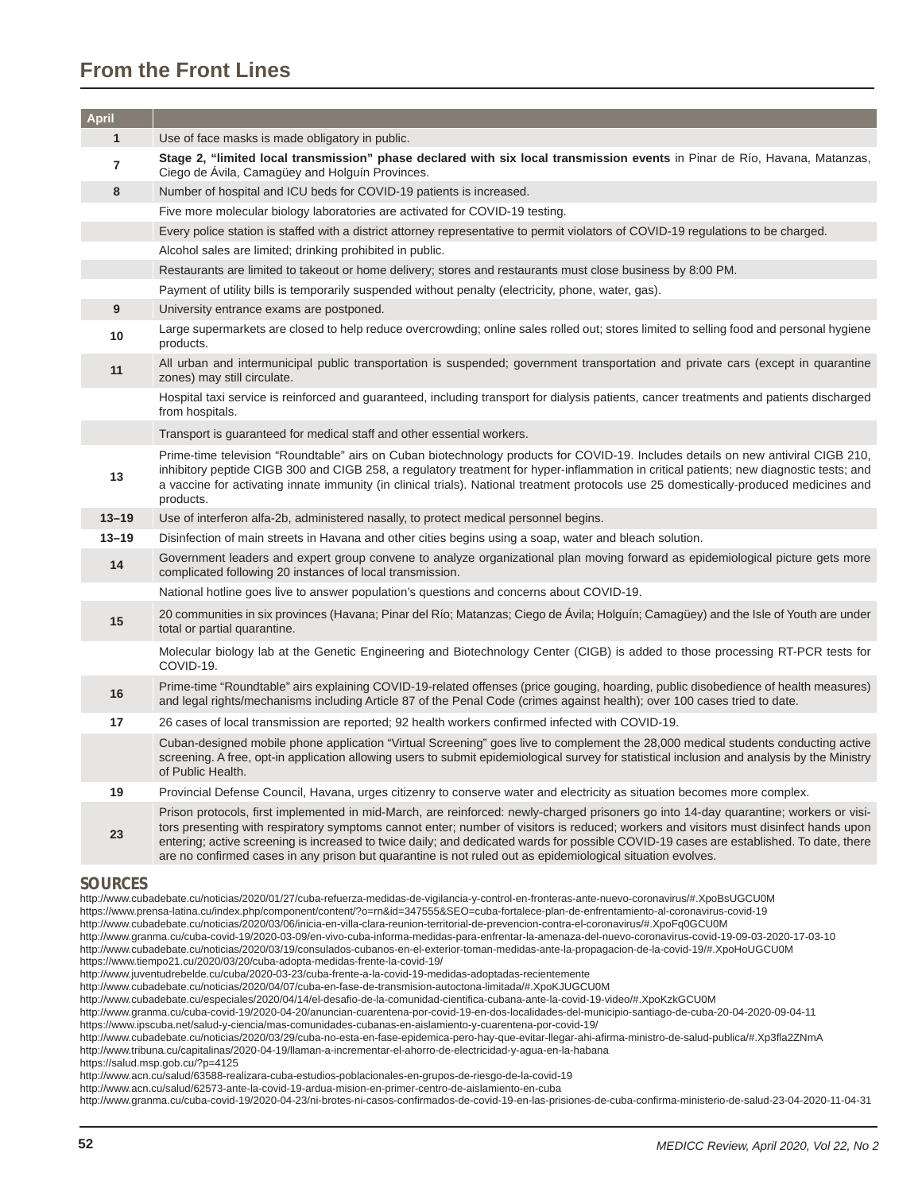## From the Front Lines

| April | |
|---|---|
| 1 | Use of face masks is made obligatory in public. |
| 7 | **Stage 2, "limited local transmission" phase declared with six local transmission events** in Pinar de Río, Havana, Matanzas, Ciego de Ávila, Camagüey and Holguín Provinces. |
| 8 | Number of hospital and ICU beds for COVID-19 patients is increased. |
| | Five more molecular biology laboratories are activated for COVID-19 testing. |
| | Every police station is staffed with a district attorney representative to permit violators of COVID-19 regulations to be charged. |
| | Alcohol sales are limited; drinking prohibited in public. |
| | Restaurants are limited to takeout or home delivery; stores and restaurants must close business by 8:00 PM. |
| | Payment of utility bills is temporarily suspended without penalty (electricity, phone, water, gas). |
| 9 | University entrance exams are postponed. |
| 10 | Large supermarkets are closed to help reduce overcrowding; online sales rolled out; stores limited to selling food and personal hygiene products. |
| 11 | All urban and intermunicipal public transportation is suspended; government transportation and private cars (except in quarantine zones) may still circulate. |
| | Hospital taxi service is reinforced and guaranteed, including transport for dialysis patients, cancer treatments and patients discharged from hospitals. |
| | Transport is guaranteed for medical staff and other essential workers. |
| 13 | Prime-time television "Roundtable" airs on Cuban biotechnology products for COVID-19. Includes details on new antiviral CIGB 210, inhibitory peptide CIGB 300 and CIGB 258, a regulatory treatment for hyper-inflammation in critical patients; new diagnostic tests; and a vaccine for activating innate immunity (in clinical trials). National treatment protocols use 25 domestically-produced medicines and products. |
| 13–19 | Use of interferon alfa-2b, administered nasally, to protect medical personnel begins. |
| 13–19 | Disinfection of main streets in Havana and other cities begins using a soap, water and bleach solution. |
| 14 | Government leaders and expert group convene to analyze organizational plan moving forward as epidemiological picture gets more complicated following 20 instances of local transmission. |
| | National hotline goes live to answer population's questions and concerns about COVID-19. |
| 15 | 20 communities in six provinces (Havana; Pinar del Río; Matanzas; Ciego de Ávila; Holguín; Camagüey) and the Isle of Youth are under total or partial quarantine. |
| | Molecular biology lab at the Genetic Engineering and Biotechnology Center (CIGB) is added to those processing RT-PCR tests for COVID-19. |
| 16 | Prime-time "Roundtable" airs explaining COVID-19-related offenses (price gouging, hoarding, public disobedience of health measures) and legal rights/mechanisms including Article 87 of the Penal Code (crimes against health); over 100 cases tried to date. |
| 17 | 26 cases of local transmission are reported; 92 health workers confirmed infected with COVID-19. |
| | Cuban-designed mobile phone application "Virtual Screening" goes live to complement the 28,000 medical students conducting active screening. A free, opt-in application allowing users to submit epidemiological survey for statistical inclusion and analysis by the Ministry of Public Health. |
| 19 | Provincial Defense Council, Havana, urges citizenry to conserve water and electricity as situation becomes more complex. |
| 23 | Prison protocols, first implemented in mid-March, are reinforced: newly-charged prisoners go into 14-day quarantine; workers or visitors presenting with respiratory symptoms cannot enter; number of visitors is reduced; workers and visitors must disinfect hands upon entering; active screening is increased to twice daily; and dedicated wards for possible COVID-19 cases are established. To date, there are no confirmed cases in any prison but quarantine is not ruled out as epidemiological situation evolves. |

### SOURCES

http://www.cubadebate.cu/noticias/2020/01/27/cuba-refuerza-medidas-de-vigilancia-y-control-en-fronteras-ante-nuevo-coronavirus/#.XpoBsUGCU0M
https://www.prensa-latina.cu/index.php/component/content/?o=rn&id=347555&SEO=cuba-fortalece-plan-de-enfrentamiento-al-coronavirus-covid-19
http://www.cubadebate.cu/noticias/2020/03/06/inicia-en-villa-clara-reunion-territorial-de-prevencion-contra-el-coronavirus/#.XpoFq0GCU0M
http://www.granma.cu/cuba-covid-19/2020-03-09/en-vivo-cuba-informa-medidas-para-enfrentar-la-amenaza-del-nuevo-coronavirus-covid-19-09-03-2020-17-03-10
http://www.cubadebate.cu/noticias/2020/03/19/consulados-cubanos-en-el-exterior-toman-medidas-ante-la-propagacion-de-la-covid-19/#.XpoHoUGCU0M
https://www.tiempo21.cu/2020/03/20/cuba-adopta-medidas-frente-la-covid-19/
http://www.juventudrebelde.cu/cuba/2020-03-23/cuba-frente-a-la-covid-19-medidas-adoptadas-recientemente
http://www.cubadebate.cu/noticias/2020/04/07/cuba-en-fase-de-transmision-autoctona-limitada/#.XpoKJUGCU0M
http://www.cubadebate.cu/especiales/2020/04/14/el-desafio-de-la-comunidad-cientifica-cubana-ante-la-covid-19-video/#.XpoKzkGCU0M
http://www.granma.cu/cuba-covid-19/2020-04-20/anuncian-cuarentena-por-covid-19-en-dos-localidades-del-municipio-santiago-de-cuba-20-04-2020-09-04-11
https://www.ipscuba.net/salud-y-ciencia/mas-comunidades-cubanas-en-aislamiento-y-cuarentena-por-covid-19/
http://www.cubadebate.cu/noticias/2020/03/29/cuba-no-esta-en-fase-epidemica-pero-hay-que-evitar-llegar-ahi-afirma-ministro-de-salud-publica/#.Xp3fla2ZNmA
http://www.tribuna.cu/capitalinas/2020-04-19/llaman-a-incrementar-el-ahorro-de-electricidad-y-agua-en-la-habana
https://salud.msp.gob.cu/?p=4125
http://www.acn.cu/salud/63588-realizara-cuba-estudios-poblacionales-en-grupos-de-riesgo-de-la-covid-19
http://www.acn.cu/salud/62573-ante-la-covid-19-ardua-mision-en-primer-centro-de-aislamiento-en-cuba
http://www.granma.cu/cuba-covid-19/2020-04-23/ni-brotes-ni-casos-confirmados-de-covid-19-en-las-prisiones-de-cuba-confirma-ministerio-de-salud-23-04-2020-11-04-31